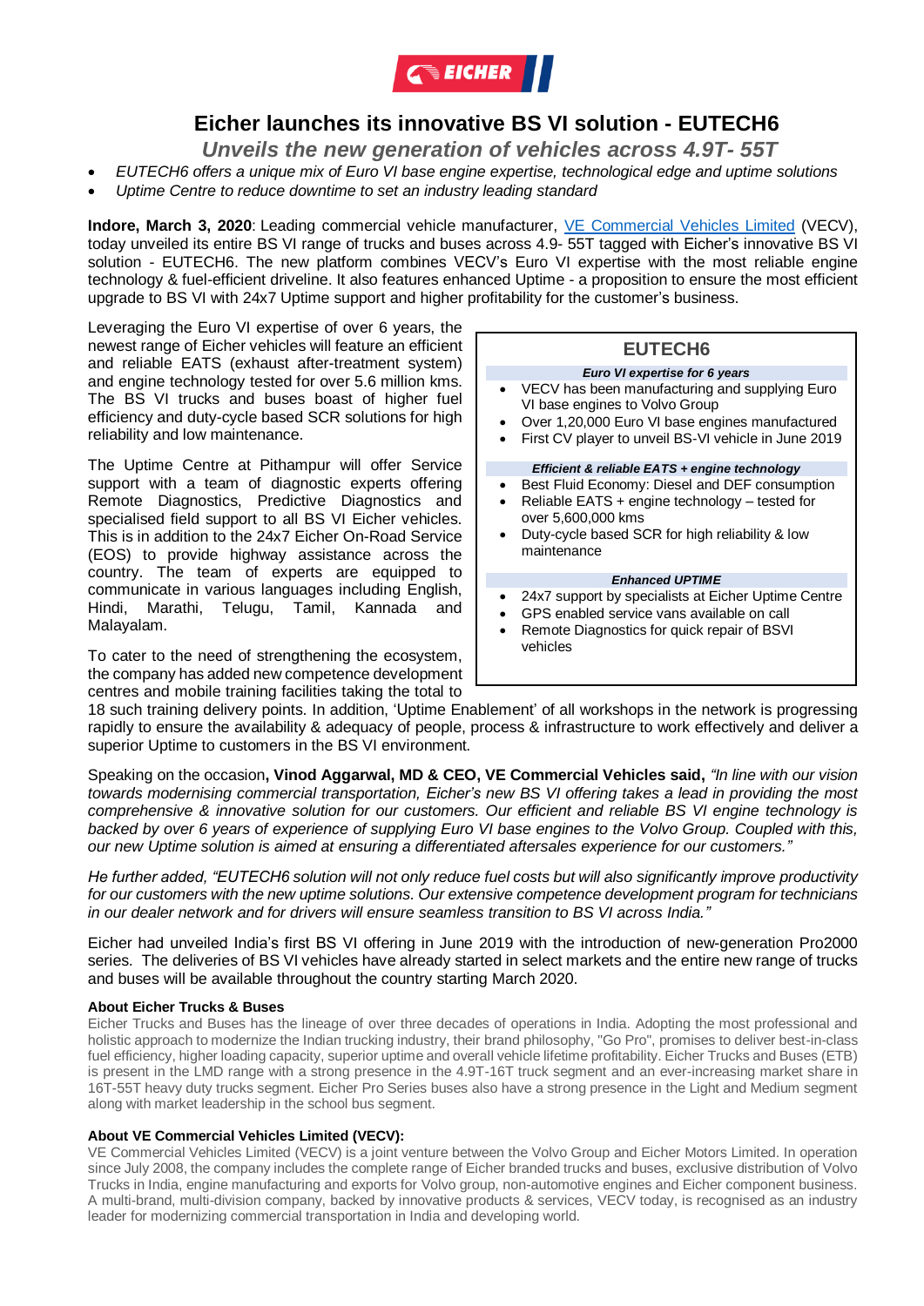# Eicher launches its innovative BS VI solution - EUTECH6

## *Unveils the new generation of vehicles across 4.9T- 55T*

- *EUTECH6 offers a unique mix of Euro VI base engine expertise, technological edge and uptime solutions*
- *Uptime Centre to reduce downtime to set an industry leading standard*

**Indore, March 3, 2020**: Leading commercial vehicle manufacturer, VE Commercial Vehicles Limited (VECV), today unveiled its entire BS VI range of trucks and buses across 4.9- 55T tagged with Eicher's innovative BS VI solution - EUTECH6. The new platform combines VECV's Euro VI expertise with the most reliable engine technology & fuel-efficient driveline. It also features enhanced Uptime - a proposition to ensure the most efficient upgrade to BS VI with 24x7 Uptime support and higher profitability for the customer's business.

Leveraging the Euro VI expertise of over 6 years, the newest range of Eicher vehicles will feature an efficient and reliable EATS (exhaust after-treatment system) and engine technology tested for over 5.6 million kms. The BS VI trucks and buses boast of higher fuel efficiency and duty-cycle based SCR solutions for high reliability and low maintenance.

The Uptime Centre at Pithampur will offer Service support with a team of diagnostic experts offering Remote Diagnostics, Predictive Diagnostics and specialised field support to all BS VI Eicher vehicles. This is in addition to the 24x7 Eicher On-Road Service (EOS) to provide highway assistance across the country. The team of experts are equipped to communicate in various languages including English, Hindi, Marathi, Telugu, Tamil, Kannada and Malayalam.

To cater to the need of strengthening the ecosystem, the company has added new competence development centres and mobile training facilities taking the total to 18 such training delivery points. In addition, 'Uptime Enablement' of all workshops in the network is progressing rapidly to ensure the availability & adequacy of people, process & infrastructure to work effectively and deliver a superior Uptime to customers in the BS VI environment.

> ### EUTECH6
>
> ***Euro VI expertise for 6 years***
> - VECV has been manufacturing and supplying Euro VI base engines to Volvo Group
> - Over 1,20,000 Euro VI base engines manufactured
> - First CV player to unveil BS-VI vehicle in June 2019
>
> ***Efficient & reliable EATS + engine technology***
> - Best Fluid Economy: Diesel and DEF consumption
> - Reliable EATS + engine technology – tested for over 5,600,000 kms
> - Duty-cycle based SCR for high reliability & low maintenance
>
> ***Enhanced UPTIME***
> - 24x7 support by specialists at Eicher Uptime Centre
> - GPS enabled service vans available on call
> - Remote Diagnostics for quick repair of BSVI vehicles

Speaking on the occasion**, Vinod Aggarwal, MD & CEO, VE Commercial Vehicles said,** *"In line with our vision towards modernising commercial transportation, Eicher's new BS VI offering takes a lead in providing the most comprehensive & innovative solution for our customers. Our efficient and reliable BS VI engine technology is backed by over 6 years of experience of supplying Euro VI base engines to the Volvo Group. Coupled with this, our new Uptime solution is aimed at ensuring a differentiated aftersales experience for our customers."*

*He further added, "EUTECH6 solution will not only reduce fuel costs but will also significantly improve productivity for our customers with the new uptime solutions. Our extensive competence development program for technicians in our dealer network and for drivers will ensure seamless transition to BS VI across India."*

Eicher had unveiled India's first BS VI offering in June 2019 with the introduction of new-generation Pro2000 series. The deliveries of BS VI vehicles have already started in select markets and the entire new range of trucks and buses will be available throughout the country starting March 2020.

#### About Eicher Trucks & Buses

Eicher Trucks and Buses has the lineage of over three decades of operations in India. Adopting the most professional and holistic approach to modernize the Indian trucking industry, their brand philosophy, "Go Pro", promises to deliver best-in-class fuel efficiency, higher loading capacity, superior uptime and overall vehicle lifetime profitability. Eicher Trucks and Buses (ETB) is present in the LMD range with a strong presence in the 4.9T-16T truck segment and an ever-increasing market share in 16T-55T heavy duty trucks segment. Eicher Pro Series buses also have a strong presence in the Light and Medium segment along with market leadership in the school bus segment.

#### About VE Commercial Vehicles Limited (VECV):

VE Commercial Vehicles Limited (VECV) is a joint venture between the Volvo Group and Eicher Motors Limited. In operation since July 2008, the company includes the complete range of Eicher branded trucks and buses, exclusive distribution of Volvo Trucks in India, engine manufacturing and exports for Volvo group, non-automotive engines and Eicher component business. A multi-brand, multi-division company, backed by innovative products & services, VECV today, is recognised as an industry leader for modernizing commercial transportation in India and developing world.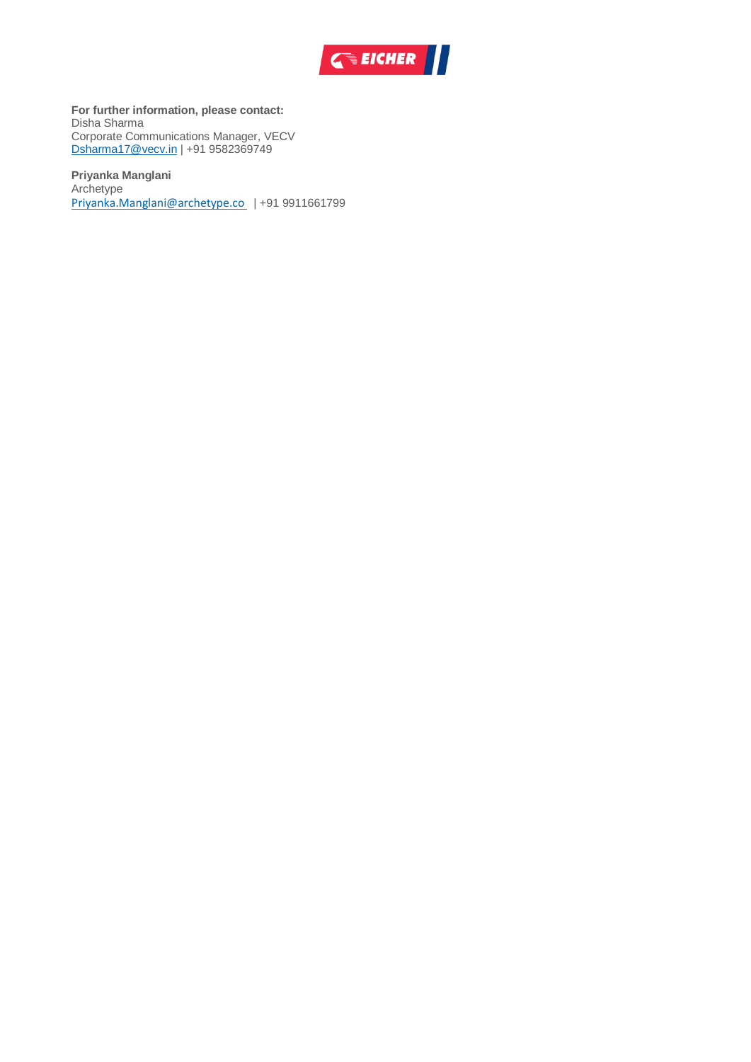**For further information, please contact:**
Disha Sharma
Corporate Communications Manager, VECV
Dsharma17@vecv.in | +91 9582369749

**Priyanka Manglani**
Archetype
Priyanka.Manglani@archetype.co | +91 9911661799